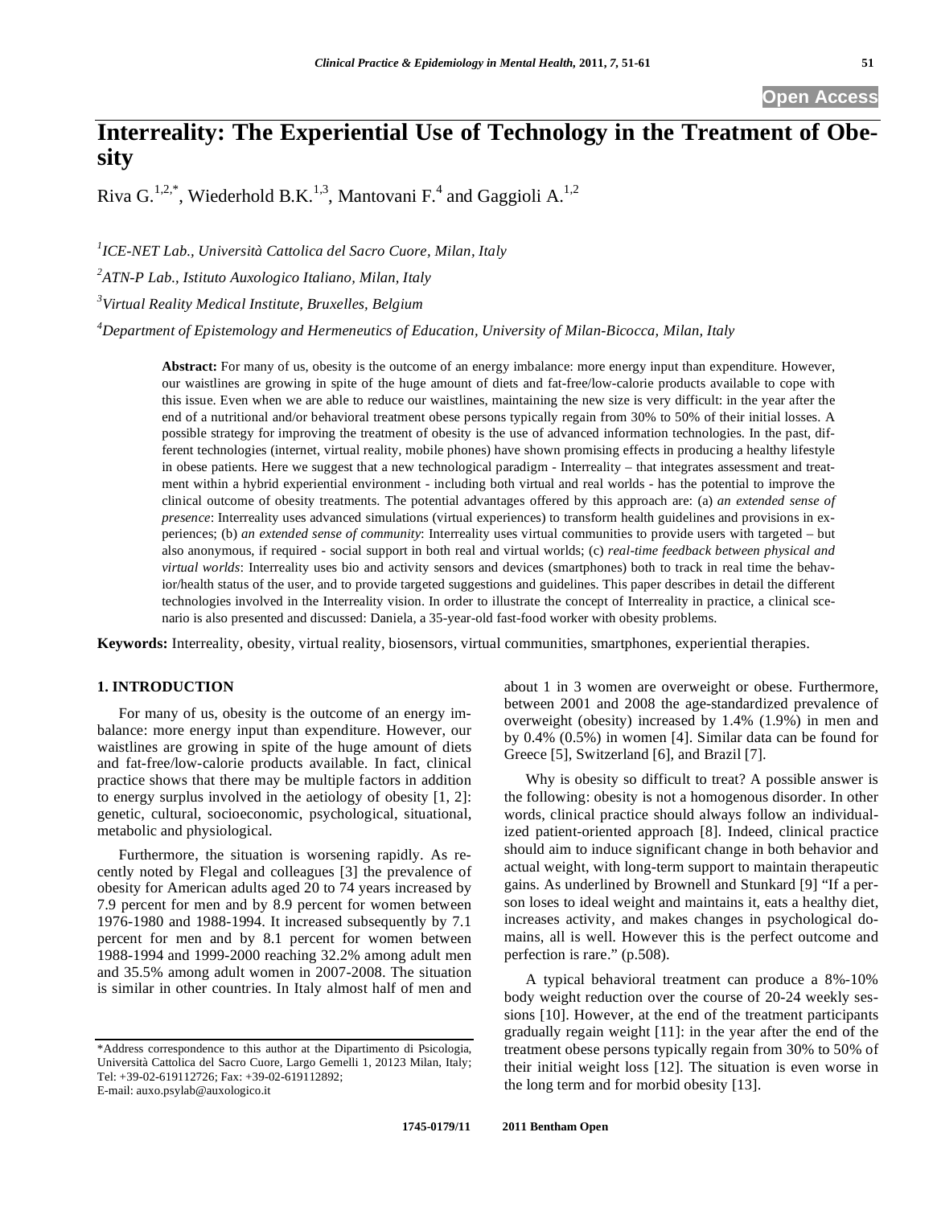# Interreality: The Experiential Use of Technology in the Treatment of Obesity

Riva G.[1,2,*], Wiederhold B.K.[1,3], Mantovani F.[4] and Gaggioli A.[1,2]

[1] *ICE-NET Lab., Università Cattolica del Sacro Cuore, Milan, Italy*

[2] *ATN-P Lab., Istituto Auxologico Italiano, Milan, Italy*

[3] *Virtual Reality Medical Institute, Bruxelles, Belgium*

[4] *Department of Epistemology and Hermeneutics of Education, University of Milan-Bicocca, Milan, Italy*

**Abstract:** For many of us, obesity is the outcome of an energy imbalance: more energy input than expenditure. However, our waistlines are growing in spite of the huge amount of diets and fat-free/low-calorie products available to cope with this issue. Even when we are able to reduce our waistlines, maintaining the new size is very difficult: in the year after the end of a nutritional and/or behavioral treatment obese persons typically regain from 30% to 50% of their initial losses. A possible strategy for improving the treatment of obesity is the use of advanced information technologies. In the past, different technologies (internet, virtual reality, mobile phones) have shown promising effects in producing a healthy lifestyle in obese patients. Here we suggest that a new technological paradigm - Interreality – that integrates assessment and treatment within a hybrid experiential environment - including both virtual and real worlds - has the potential to improve the clinical outcome of obesity treatments. The potential advantages offered by this approach are: (a) *an extended sense of presence*: Interreality uses advanced simulations (virtual experiences) to transform health guidelines and provisions in experiences; (b) *an extended sense of community*: Interreality uses virtual communities to provide users with targeted – but also anonymous, if required - social support in both real and virtual worlds; (c) *real-time feedback between physical and virtual worlds*: Interreality uses bio and activity sensors and devices (smartphones) both to track in real time the behavior/health status of the user, and to provide targeted suggestions and guidelines. This paper describes in detail the different technologies involved in the Interreality vision. In order to illustrate the concept of Interreality in practice, a clinical scenario is also presented and discussed: Daniela, a 35-year-old fast-food worker with obesity problems.

**Keywords:** Interreality, obesity, virtual reality, biosensors, virtual communities, smartphones, experiential therapies.

## 1. INTRODUCTION

For many of us, obesity is the outcome of an energy imbalance: more energy input than expenditure. However, our waistlines are growing in spite of the huge amount of diets and fat-free/low-calorie products available. In fact, clinical practice shows that there may be multiple factors in addition to energy surplus involved in the aetiology of obesity [1, 2]: genetic, cultural, socioeconomic, psychological, situational, metabolic and physiological.

Furthermore, the situation is worsening rapidly. As recently noted by Flegal and colleagues [3] the prevalence of obesity for American adults aged 20 to 74 years increased by 7.9 percent for men and by 8.9 percent for women between 1976-1980 and 1988-1994. It increased subsequently by 7.1 percent for men and by 8.1 percent for women between 1988-1994 and 1999-2000 reaching 32.2% among adult men and 35.5% among adult women in 2007-2008. The situation is similar in other countries. In Italy almost half of men and about 1 in 3 women are overweight or obese. Furthermore, between 2001 and 2008 the age-standardized prevalence of overweight (obesity) increased by 1.4% (1.9%) in men and by 0.4% (0.5%) in women [4]. Similar data can be found for Greece [5], Switzerland [6], and Brazil [7].

Why is obesity so difficult to treat? A possible answer is the following: obesity is not a homogenous disorder. In other words, clinical practice should always follow an individualized patient-oriented approach [8]. Indeed, clinical practice should aim to induce significant change in both behavior and actual weight, with long-term support to maintain therapeutic gains. As underlined by Brownell and Stunkard [9] "If a person loses to ideal weight and maintains it, eats a healthy diet, increases activity, and makes changes in psychological domains, all is well. However this is the perfect outcome and perfection is rare." (p.508).

A typical behavioral treatment can produce a 8%-10% body weight reduction over the course of 20-24 weekly sessions [10]. However, at the end of the treatment participants gradually regain weight [11]: in the year after the end of the treatment obese persons typically regain from 30% to 50% of their initial weight loss [12]. The situation is even worse in the long term and for morbid obesity [13].

*Address correspondence to this author at the Dipartimento di Psicologia, Università Cattolica del Sacro Cuore, Largo Gemelli 1, 20123 Milan, Italy; Tel: +39-02-619112726; Fax: +39-02-619112892; E-mail: auxo.psylab@auxologico.it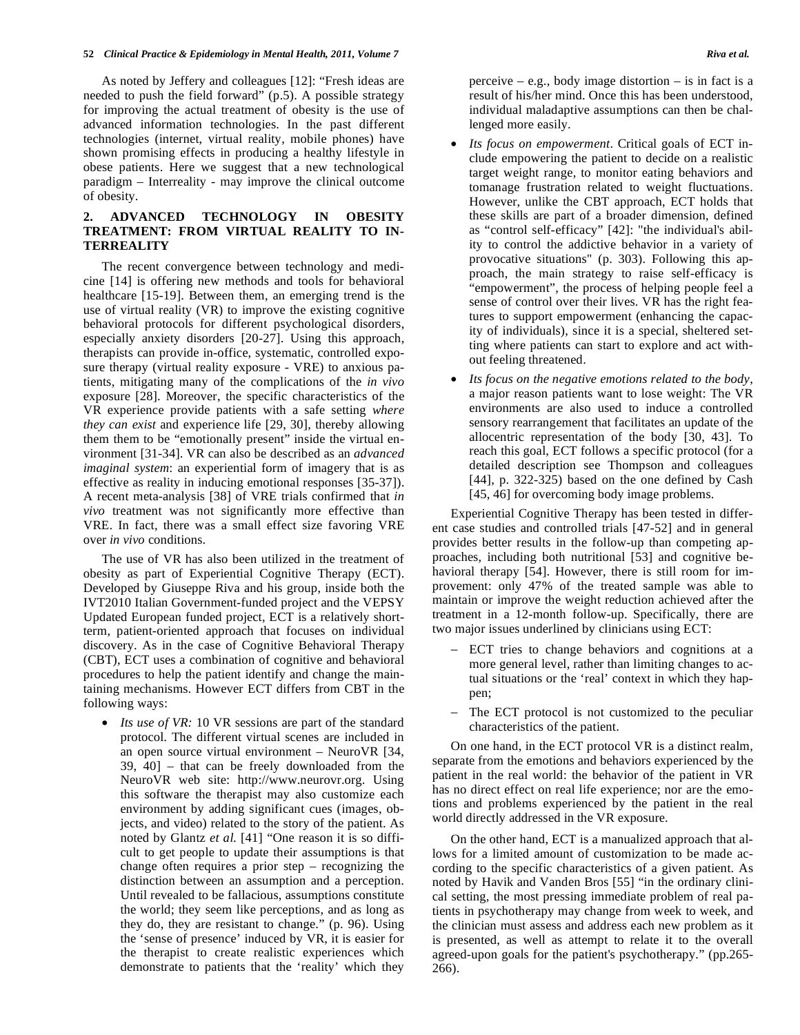As noted by Jeffery and colleagues [12]: "Fresh ideas are needed to push the field forward" (p.5). A possible strategy for improving the actual treatment of obesity is the use of advanced information technologies. In the past different technologies (internet, virtual reality, mobile phones) have shown promising effects in producing a healthy lifestyle in obese patients. Here we suggest that a new technological paradigm – Interreality - may improve the clinical outcome of obesity.

## 2. ADVANCED TECHNOLOGY IN OBESITY TREATMENT: FROM VIRTUAL REALITY TO INTERREALITY

The recent convergence between technology and medicine [14] is offering new methods and tools for behavioral healthcare [15-19]. Between them, an emerging trend is the use of virtual reality (VR) to improve the existing cognitive behavioral protocols for different psychological disorders, especially anxiety disorders [20-27]. Using this approach, therapists can provide in-office, systematic, controlled exposure therapy (virtual reality exposure - VRE) to anxious patients, mitigating many of the complications of the *in vivo* exposure [28]. Moreover, the specific characteristics of the VR experience provide patients with a safe setting *where they can exist* and experience life [29, 30], thereby allowing them them to be "emotionally present" inside the virtual environment [31-34]. VR can also be described as an *advanced imaginal system*: an experiential form of imagery that is as effective as reality in inducing emotional responses [35-37]). A recent meta-analysis [38] of VRE trials confirmed that *in vivo* treatment was not significantly more effective than VRE. In fact, there was a small effect size favoring VRE over *in vivo* conditions.

The use of VR has also been utilized in the treatment of obesity as part of Experiential Cognitive Therapy (ECT). Developed by Giuseppe Riva and his group, inside both the IVT2010 Italian Government-funded project and the VEPSY Updated European funded project, ECT is a relatively short-term, patient-oriented approach that focuses on individual discovery. As in the case of Cognitive Behavioral Therapy (CBT), ECT uses a combination of cognitive and behavioral procedures to help the patient identify and change the maintaining mechanisms. However ECT differs from CBT in the following ways:

- *Its use of VR:* 10 VR sessions are part of the standard protocol. The different virtual scenes are included in an open source virtual environment – NeuroVR [34, 39, 40] – that can be freely downloaded from the NeuroVR web site: http://www.neurovr.org. Using this software the therapist may also customize each environment by adding significant cues (images, objects, and video) related to the story of the patient. As noted by Glantz *et al.* [41] "One reason it is so difficult to get people to update their assumptions is that change often requires a prior step – recognizing the distinction between an assumption and a perception. Until revealed to be fallacious, assumptions constitute the world; they seem like perceptions, and as long as they do, they are resistant to change." (p. 96). Using the 'sense of presence' induced by VR, it is easier for the therapist to create realistic experiences which demonstrate to patients that the 'reality' which they perceive – e.g., body image distortion – is in fact is a result of his/her mind. Once this has been understood, individual maladaptive assumptions can then be challenged more easily.
- *Its focus on empowerment*. Critical goals of ECT include empowering the patient to decide on a realistic target weight range, to monitor eating behaviors and tomanage frustration related to weight fluctuations. However, unlike the CBT approach, ECT holds that these skills are part of a broader dimension, defined as "control self-efficacy" [42]: "the individual's ability to control the addictive behavior in a variety of provocative situations" (p. 303). Following this approach, the main strategy to raise self-efficacy is "empowerment", the process of helping people feel a sense of control over their lives. VR has the right features to support empowerment (enhancing the capacity of individuals), since it is a special, sheltered setting where patients can start to explore and act without feeling threatened.
- *Its focus on the negative emotions related to the body*, a major reason patients want to lose weight: The VR environments are also used to induce a controlled sensory rearrangement that facilitates an update of the allocentric representation of the body [30, 43]. To reach this goal, ECT follows a specific protocol (for a detailed description see Thompson and colleagues [44], p. 322-325) based on the one defined by Cash [45, 46] for overcoming body image problems.

Experiential Cognitive Therapy has been tested in different case studies and controlled trials [47-52] and in general provides better results in the follow-up than competing approaches, including both nutritional [53] and cognitive behavioral therapy [54]. However, there is still room for improvement: only 47% of the treated sample was able to maintain or improve the weight reduction achieved after the treatment in a 12-month follow-up. Specifically, there are two major issues underlined by clinicians using ECT:

- ECT tries to change behaviors and cognitions at a more general level, rather than limiting changes to actual situations or the 'real' context in which they happen;
- The ECT protocol is not customized to the peculiar characteristics of the patient.

On one hand, in the ECT protocol VR is a distinct realm, separate from the emotions and behaviors experienced by the patient in the real world: the behavior of the patient in VR has no direct effect on real life experience; nor are the emotions and problems experienced by the patient in the real world directly addressed in the VR exposure.

On the other hand, ECT is a manualized approach that allows for a limited amount of customization to be made according to the specific characteristics of a given patient. As noted by Havik and Vanden Bros [55] "in the ordinary clinical setting, the most pressing immediate problem of real patients in psychotherapy may change from week to week, and the clinician must assess and address each new problem as it is presented, as well as attempt to relate it to the overall agreed-upon goals for the patient's psychotherapy." (pp.265-266).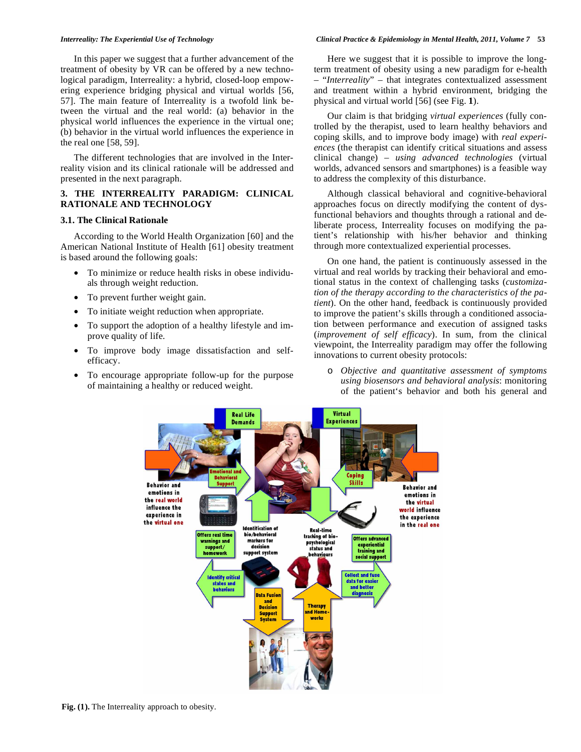In this paper we suggest that a further advancement of the treatment of obesity by VR can be offered by a new technological paradigm, Interreality: a hybrid, closed-loop empowering experience bridging physical and virtual worlds [56, 57]. The main feature of Interreality is a twofold link between the virtual and the real world: (a) behavior in the physical world influences the experience in the virtual one; (b) behavior in the virtual world influences the experience in the real one [58, 59].

The different technologies that are involved in the Interreality vision and its clinical rationale will be addressed and presented in the next paragraph.

## 3. THE INTERREALITY PARADIGM: CLINICAL RATIONALE AND TECHNOLOGY

### 3.1. The Clinical Rationale

According to the World Health Organization [60] and the American National Institute of Health [61] obesity treatment is based around the following goals:

- To minimize or reduce health risks in obese individuals through weight reduction.
- To prevent further weight gain.
- To initiate weight reduction when appropriate.
- To support the adoption of a healthy lifestyle and improve quality of life.
- To improve body image dissatisfaction and self-efficacy.
- To encourage appropriate follow-up for the purpose of maintaining a healthy or reduced weight.

Here we suggest that it is possible to improve the long-term treatment of obesity using a new paradigm for e-health – "*Interreality*" – that integrates contextualized assessment and treatment within a hybrid environment, bridging the physical and virtual world [56] (see Fig. **1**).

Our claim is that bridging *virtual experiences* (fully controlled by the therapist, used to learn healthy behaviors and coping skills, and to improve body image) with *real experiences* (the therapist can identify critical situations and assess clinical change) – *using advanced technologies* (virtual worlds, advanced sensors and smartphones) is a feasible way to address the complexity of this disturbance.

Although classical behavioral and cognitive-behavioral approaches focus on directly modifying the content of dysfunctional behaviors and thoughts through a rational and deliberate process, Interreality focuses on modifying the patient's relationship with his/her behavior and thinking through more contextualized experiential processes.

On one hand, the patient is continuously assessed in the virtual and real worlds by tracking their behavioral and emotional status in the context of challenging tasks (*customization of the therapy according to the characteristics of the patient*). On the other hand, feedback is continuously provided to improve the patient's skills through a conditioned association between performance and execution of assigned tasks (*improvement of self efficacy*). In sum, from the clinical viewpoint, the Interreality paradigm may offer the following innovations to current obesity protocols:

- *Objective and quantitative assessment of symptoms using biosensors and behavioral analysis*: monitoring of the patient's behavior and both his general and

**Fig. (1).** The Interreality approach to obesity.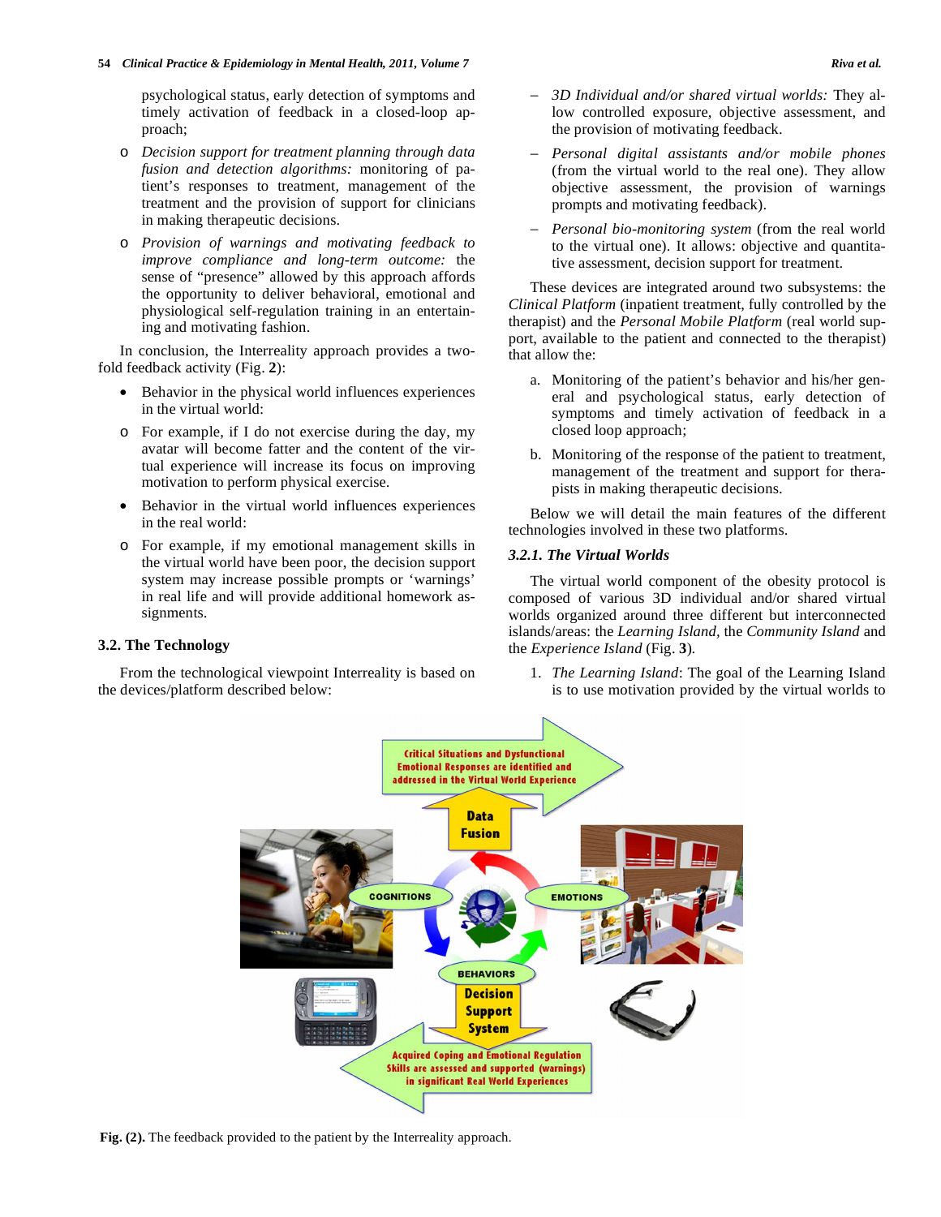psychological status, early detection of symptoms and timely activation of feedback in a closed-loop approach;

- *Decision support for treatment planning through data fusion and detection algorithms:* monitoring of patient's responses to treatment, management of the treatment and the provision of support for clinicians in making therapeutic decisions.
- *Provision of warnings and motivating feedback to improve compliance and long-term outcome:* the sense of "presence" allowed by this approach affords the opportunity to deliver behavioral, emotional and physiological self-regulation training in an entertaining and motivating fashion.

In conclusion, the Interreality approach provides a two-fold feedback activity (Fig. **2**):

- Behavior in the physical world influences experiences in the virtual world:
  - For example, if I do not exercise during the day, my avatar will become fatter and the content of the virtual experience will increase its focus on improving motivation to perform physical exercise.
- Behavior in the virtual world influences experiences in the real world:
  - For example, if my emotional management skills in the virtual world have been poor, the decision support system may increase possible prompts or 'warnings' in real life and will provide additional homework assignments.

### 3.2. The Technology

From the technological viewpoint Interreality is based on the devices/platform described below:

- *3D Individual and/or shared virtual worlds:* They allow controlled exposure, objective assessment, and the provision of motivating feedback.
- *Personal digital assistants and/or mobile phones* (from the virtual world to the real one). They allow objective assessment, the provision of warnings prompts and motivating feedback).
- *Personal bio-monitoring system* (from the real world to the virtual one). It allows: objective and quantitative assessment, decision support for treatment.

These devices are integrated around two subsystems: the *Clinical Platform* (inpatient treatment, fully controlled by the therapist) and the *Personal Mobile Platform* (real world support, available to the patient and connected to the therapist) that allow the:

a. Monitoring of the patient's behavior and his/her general and psychological status, early detection of symptoms and timely activation of feedback in a closed loop approach;

b. Monitoring of the response of the patient to treatment, management of the treatment and support for therapists in making therapeutic decisions.

Below we will detail the main features of the different technologies involved in these two platforms.

#### *3.2.1. The Virtual Worlds*

The virtual world component of the obesity protocol is composed of various 3D individual and/or shared virtual worlds organized around three different but interconnected islands/areas: the *Learning Island*, the *Community Island* and the *Experience Island* (Fig. **3**).

1. *The Learning Island*: The goal of the Learning Island is to use motivation provided by the virtual worlds to

**Fig. (2).** The feedback provided to the patient by the Interreality approach.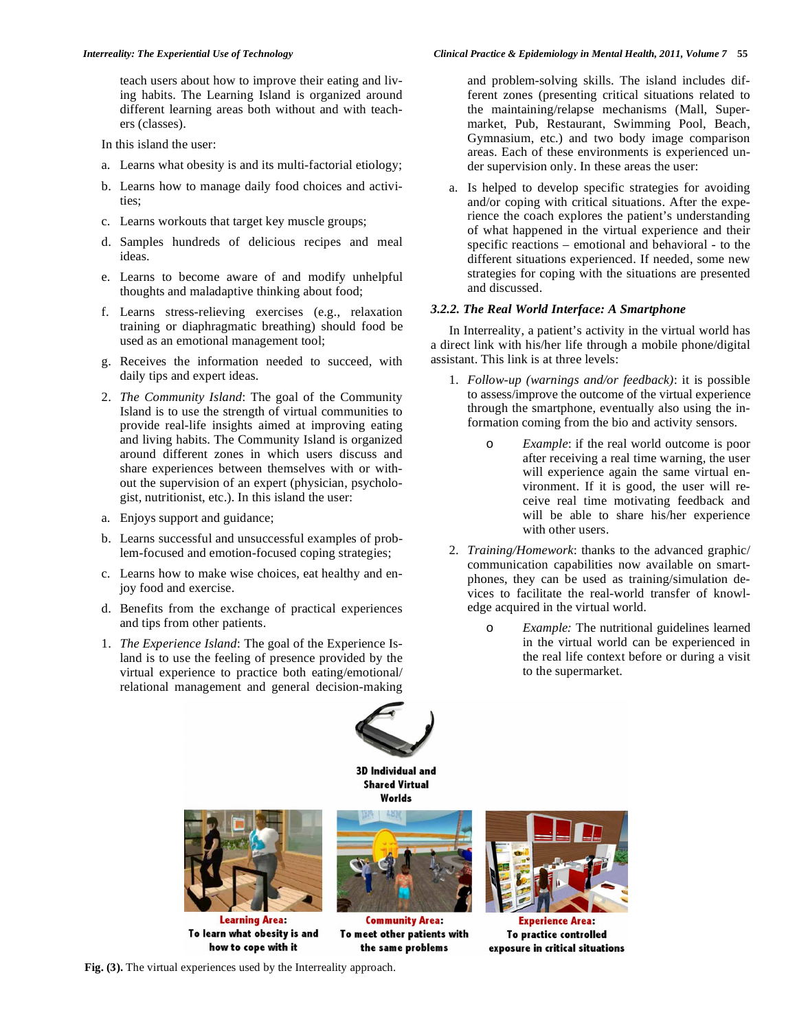teach users about how to improve their eating and living habits. The Learning Island is organized around different learning areas both without and with teachers (classes).

In this island the user:

a. Learns what obesity is and its multi-factorial etiology;

b. Learns how to manage daily food choices and activities;

c. Learns workouts that target key muscle groups;

d. Samples hundreds of delicious recipes and meal ideas.

e. Learns to become aware of and modify unhelpful thoughts and maladaptive thinking about food;

f. Learns stress-relieving exercises (e.g., relaxation training or diaphragmatic breathing) should food be used as an emotional management tool;

g. Receives the information needed to succeed, with daily tips and expert ideas.

2. *The Community Island*: The goal of the Community Island is to use the strength of virtual communities to provide real-life insights aimed at improving eating and living habits. The Community Island is organized around different zones in which users discuss and share experiences between themselves with or without the supervision of an expert (physician, psychologist, nutritionist, etc.). In this island the user:

a. Enjoys support and guidance;

b. Learns successful and unsuccessful examples of problem-focused and emotion-focused coping strategies;

c. Learns how to make wise choices, eat healthy and enjoy food and exercise.

d. Benefits from the exchange of practical experiences and tips from other patients.

1. *The Experience Island*: The goal of the Experience Island is to use the feeling of presence provided by the virtual experience to practice both eating/emotional/relational management and general decision-making and problem-solving skills. The island includes different zones (presenting critical situations related to the maintaining/relapse mechanisms (Mall, Supermarket, Pub, Restaurant, Swimming Pool, Beach, Gymnasium, etc.) and two body image comparison areas. Each of these environments is experienced under supervision only. In these areas the user:

a. Is helped to develop specific strategies for avoiding and/or coping with critical situations. After the experience the coach explores the patient's understanding of what happened in the virtual experience and their specific reactions – emotional and behavioral - to the different situations experienced. If needed, some new strategies for coping with the situations are presented and discussed.

### 3.2.2. The Real World Interface: A Smartphone

In Interreality, a patient's activity in the virtual world has a direct link with his/her life through a mobile phone/digital assistant. This link is at three levels:

1. *Follow-up (warnings and/or feedback)*: it is possible to assess/improve the outcome of the virtual experience through the smartphone, eventually also using the information coming from the bio and activity sensors.
   - *Example*: if the real world outcome is poor after receiving a real time warning, the user will experience again the same virtual environment. If it is good, the user will receive real time motivating feedback and will be able to share his/her experience with other users.

2. *Training/Homework*: thanks to the advanced graphic/communication capabilities now available on smartphones, they can be used as training/simulation devices to facilitate the real-world transfer of knowledge acquired in the virtual world.
   - *Example:* The nutritional guidelines learned in the virtual world can be experienced in the real life context before or during a visit to the supermarket.

**Fig. (3).** The virtual experiences used by the Interreality approach.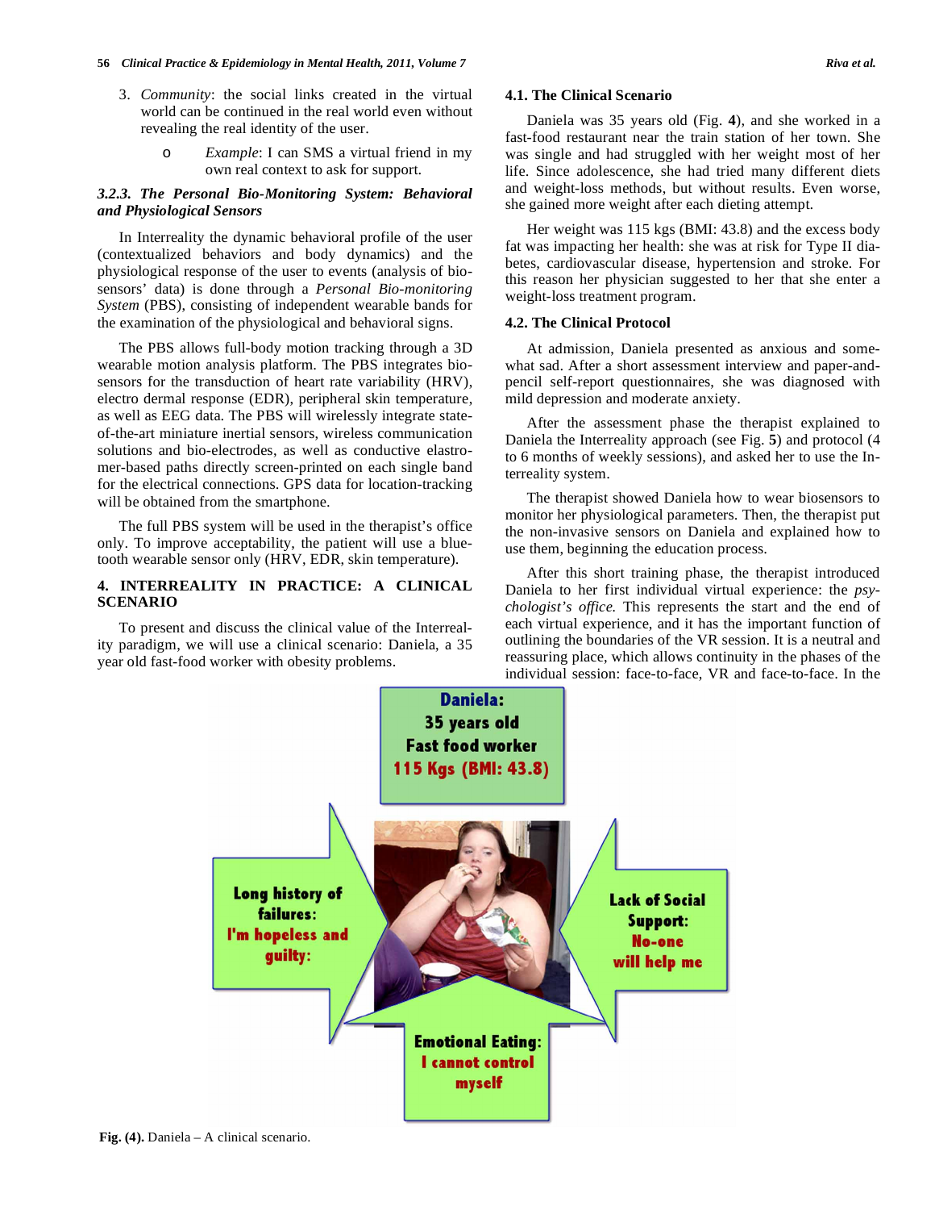3. *Community*: the social links created in the virtual world can be continued in the real world even without revealing the real identity of the user.

    - *Example*: I can SMS a virtual friend in my own real context to ask for support.

### 3.2.3. The Personal Bio-Monitoring System: Behavioral and Physiological Sensors

In Interreality the dynamic behavioral profile of the user (contextualized behaviors and body dynamics) and the physiological response of the user to events (analysis of biosensors' data) is done through a *Personal Bio-monitoring System* (PBS), consisting of independent wearable bands for the examination of the physiological and behavioral signs.

The PBS allows full-body motion tracking through a 3D wearable motion analysis platform. The PBS integrates biosensors for the transduction of heart rate variability (HRV), electro dermal response (EDR), peripheral skin temperature, as well as EEG data. The PBS will wirelessly integrate state-of-the-art miniature inertial sensors, wireless communication solutions and bio-electrodes, as well as conductive elastromer-based paths directly screen-printed on each single band for the electrical connections. GPS data for location-tracking will be obtained from the smartphone.

The full PBS system will be used in the therapist's office only. To improve acceptability, the patient will use a bluetooth wearable sensor only (HRV, EDR, skin temperature).

## 4. INTERREALITY IN PRACTICE: A CLINICAL SCENARIO

To present and discuss the clinical value of the Interreality paradigm, we will use a clinical scenario: Daniela, a 35 year old fast-food worker with obesity problems.

### 4.1. The Clinical Scenario

Daniela was 35 years old (Fig. **4**), and she worked in a fast-food restaurant near the train station of her town. She was single and had struggled with her weight most of her life. Since adolescence, she had tried many different diets and weight-loss methods, but without results. Even worse, she gained more weight after each dieting attempt.

Her weight was 115 kgs (BMI: 43.8) and the excess body fat was impacting her health: she was at risk for Type II diabetes, cardiovascular disease, hypertension and stroke. For this reason her physician suggested to her that she enter a weight-loss treatment program.

### 4.2. The Clinical Protocol

At admission, Daniela presented as anxious and somewhat sad. After a short assessment interview and paper-and-pencil self-report questionnaires, she was diagnosed with mild depression and moderate anxiety.

After the assessment phase the therapist explained to Daniela the Interreality approach (see Fig. **5**) and protocol (4 to 6 months of weekly sessions), and asked her to use the Interreality system.

The therapist showed Daniela how to wear biosensors to monitor her physiological parameters. Then, the therapist put the non-invasive sensors on Daniela and explained how to use them, beginning the education process.

After this short training phase, the therapist introduced Daniela to her first individual virtual experience: the *psychologist's office.* This represents the start and the end of each virtual experience, and it has the important function of outlining the boundaries of the VR session. It is a neutral and reassuring place, which allows continuity in the phases of the individual session: face-to-face, VR and face-to-face. In the

**Fig. (4).** Daniela – A clinical scenario.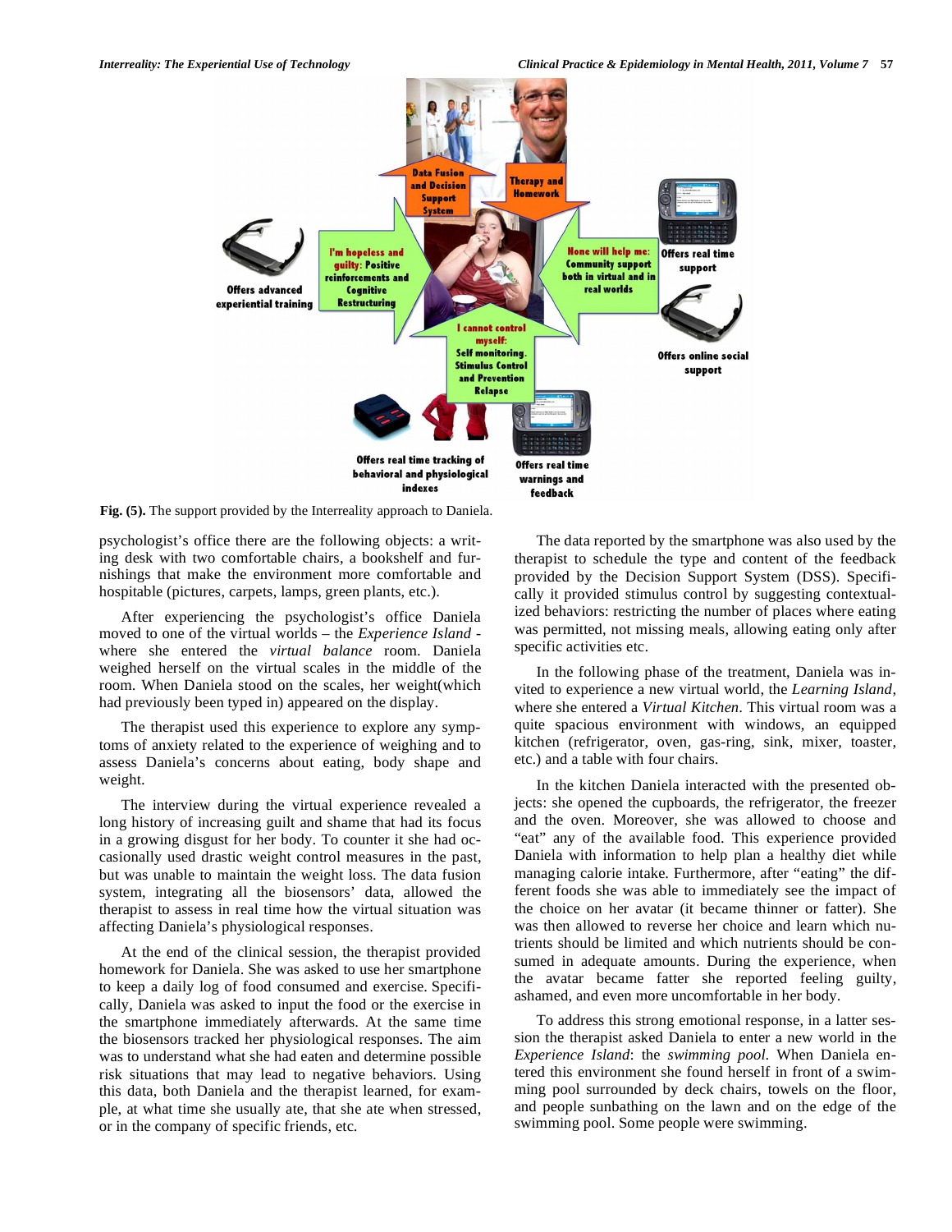**Fig. (5).** The support provided by the Interreality approach to Daniela.

psychologist's office there are the following objects: a writing desk with two comfortable chairs, a bookshelf and furnishings that make the environment more comfortable and hospitable (pictures, carpets, lamps, green plants, etc.).

After experiencing the psychologist's office Daniela moved to one of the virtual worlds – the *Experience Island* - where she entered the *virtual balance* room. Daniela weighed herself on the virtual scales in the middle of the room. When Daniela stood on the scales, her weight(which had previously been typed in) appeared on the display.

The therapist used this experience to explore any symptoms of anxiety related to the experience of weighing and to assess Daniela's concerns about eating, body shape and weight.

The interview during the virtual experience revealed a long history of increasing guilt and shame that had its focus in a growing disgust for her body. To counter it she had occasionally used drastic weight control measures in the past, but was unable to maintain the weight loss. The data fusion system, integrating all the biosensors' data, allowed the therapist to assess in real time how the virtual situation was affecting Daniela's physiological responses.

At the end of the clinical session, the therapist provided homework for Daniela. She was asked to use her smartphone to keep a daily log of food consumed and exercise. Specifically, Daniela was asked to input the food or the exercise in the smartphone immediately afterwards. At the same time the biosensors tracked her physiological responses. The aim was to understand what she had eaten and determine possible risk situations that may lead to negative behaviors. Using this data, both Daniela and the therapist learned, for example, at what time she usually ate, that she ate when stressed, or in the company of specific friends, etc.

The data reported by the smartphone was also used by the therapist to schedule the type and content of the feedback provided by the Decision Support System (DSS). Specifically it provided stimulus control by suggesting contextualized behaviors: restricting the number of places where eating was permitted, not missing meals, allowing eating only after specific activities etc.

In the following phase of the treatment, Daniela was invited to experience a new virtual world, the *Learning Island*, where she entered a *Virtual Kitchen*. This virtual room was a quite spacious environment with windows, an equipped kitchen (refrigerator, oven, gas-ring, sink, mixer, toaster, etc.) and a table with four chairs.

In the kitchen Daniela interacted with the presented objects: she opened the cupboards, the refrigerator, the freezer and the oven. Moreover, she was allowed to choose and "eat" any of the available food. This experience provided Daniela with information to help plan a healthy diet while managing calorie intake. Furthermore, after "eating" the different foods she was able to immediately see the impact of the choice on her avatar (it became thinner or fatter). She was then allowed to reverse her choice and learn which nutrients should be limited and which nutrients should be consumed in adequate amounts. During the experience, when the avatar became fatter she reported feeling guilty, ashamed, and even more uncomfortable in her body.

To address this strong emotional response, in a latter session the therapist asked Daniela to enter a new world in the *Experience Island*: the *swimming pool*. When Daniela entered this environment she found herself in front of a swimming pool surrounded by deck chairs, towels on the floor, and people sunbathing on the lawn and on the edge of the swimming pool. Some people were swimming.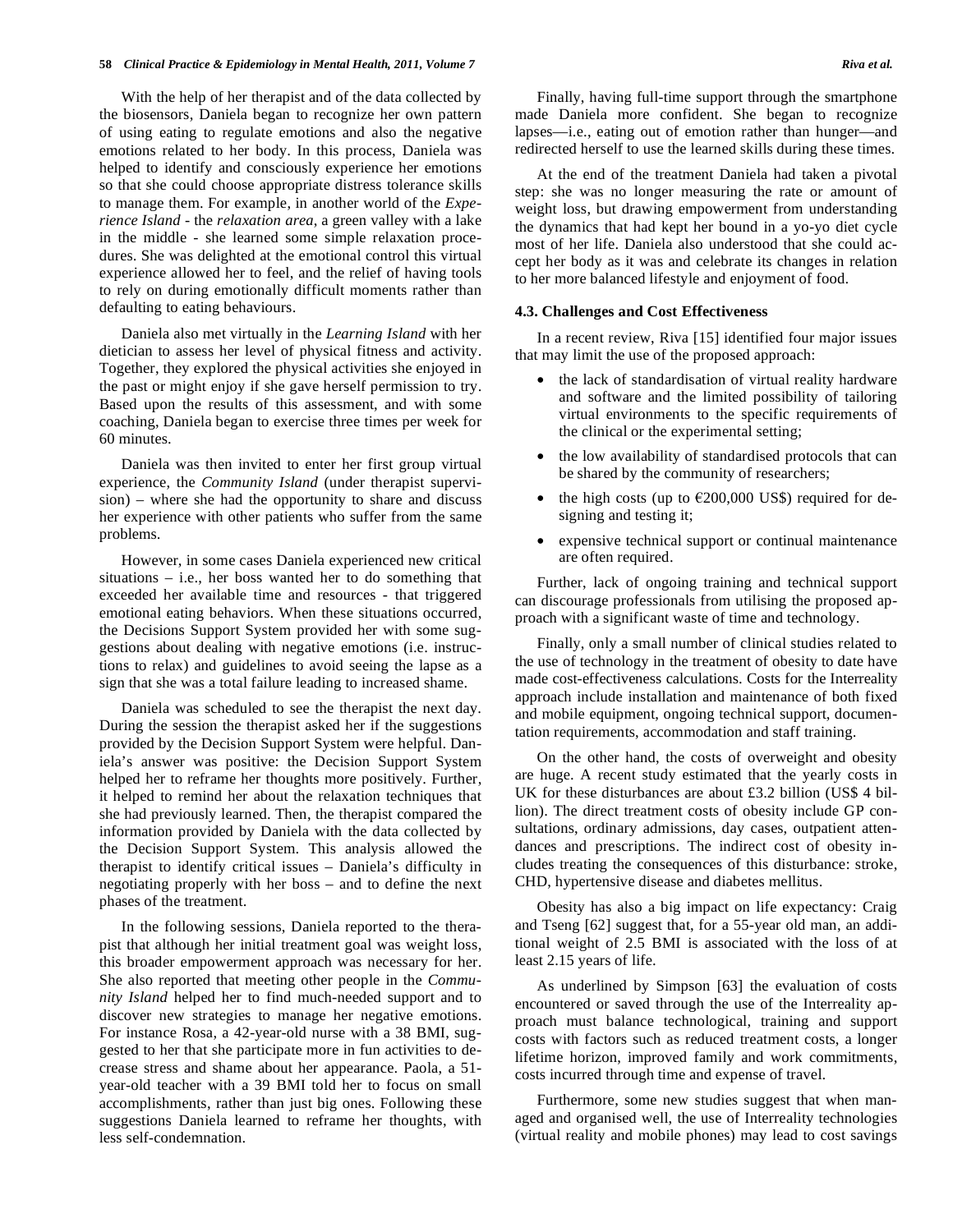With the help of her therapist and of the data collected by the biosensors, Daniela began to recognize her own pattern of using eating to regulate emotions and also the negative emotions related to her body. In this process, Daniela was helped to identify and consciously experience her emotions so that she could choose appropriate distress tolerance skills to manage them. For example, in another world of the *Experience Island* - the *relaxation area*, a green valley with a lake in the middle - she learned some simple relaxation procedures. She was delighted at the emotional control this virtual experience allowed her to feel, and the relief of having tools to rely on during emotionally difficult moments rather than defaulting to eating behaviours.

Daniela also met virtually in the *Learning Island* with her dietician to assess her level of physical fitness and activity. Together, they explored the physical activities she enjoyed in the past or might enjoy if she gave herself permission to try. Based upon the results of this assessment, and with some coaching, Daniela began to exercise three times per week for 60 minutes.

Daniela was then invited to enter her first group virtual experience, the *Community Island* (under therapist supervision) – where she had the opportunity to share and discuss her experience with other patients who suffer from the same problems.

However, in some cases Daniela experienced new critical situations – i.e., her boss wanted her to do something that exceeded her available time and resources - that triggered emotional eating behaviors. When these situations occurred, the Decisions Support System provided her with some suggestions about dealing with negative emotions (i.e. instructions to relax) and guidelines to avoid seeing the lapse as a sign that she was a total failure leading to increased shame.

Daniela was scheduled to see the therapist the next day. During the session the therapist asked her if the suggestions provided by the Decision Support System were helpful. Daniela's answer was positive: the Decision Support System helped her to reframe her thoughts more positively. Further, it helped to remind her about the relaxation techniques that she had previously learned. Then, the therapist compared the information provided by Daniela with the data collected by the Decision Support System. This analysis allowed the therapist to identify critical issues – Daniela's difficulty in negotiating properly with her boss – and to define the next phases of the treatment.

In the following sessions, Daniela reported to the therapist that although her initial treatment goal was weight loss, this broader empowerment approach was necessary for her. She also reported that meeting other people in the *Community Island* helped her to find much-needed support and to discover new strategies to manage her negative emotions. For instance Rosa, a 42-year-old nurse with a 38 BMI, suggested to her that she participate more in fun activities to decrease stress and shame about her appearance. Paola, a 51-year-old teacher with a 39 BMI told her to focus on small accomplishments, rather than just big ones. Following these suggestions Daniela learned to reframe her thoughts, with less self-condemnation.

Finally, having full-time support through the smartphone made Daniela more confident. She began to recognize lapses—i.e., eating out of emotion rather than hunger—and redirected herself to use the learned skills during these times.

At the end of the treatment Daniela had taken a pivotal step: she was no longer measuring the rate or amount of weight loss, but drawing empowerment from understanding the dynamics that had kept her bound in a yo-yo diet cycle most of her life. Daniela also understood that she could accept her body as it was and celebrate its changes in relation to her more balanced lifestyle and enjoyment of food.

### 4.3. Challenges and Cost Effectiveness

In a recent review, Riva [15] identified four major issues that may limit the use of the proposed approach:

- the lack of standardisation of virtual reality hardware and software and the limited possibility of tailoring virtual environments to the specific requirements of the clinical or the experimental setting;
- the low availability of standardised protocols that can be shared by the community of researchers;
- the high costs (up to €200,000 US$) required for designing and testing it;
- expensive technical support or continual maintenance are often required.

Further, lack of ongoing training and technical support can discourage professionals from utilising the proposed approach with a significant waste of time and technology.

Finally, only a small number of clinical studies related to the use of technology in the treatment of obesity to date have made cost-effectiveness calculations. Costs for the Interreality approach include installation and maintenance of both fixed and mobile equipment, ongoing technical support, documentation requirements, accommodation and staff training.

On the other hand, the costs of overweight and obesity are huge. A recent study estimated that the yearly costs in UK for these disturbances are about £3.2 billion (US$ 4 billion). The direct treatment costs of obesity include GP consultations, ordinary admissions, day cases, outpatient attendances and prescriptions. The indirect cost of obesity includes treating the consequences of this disturbance: stroke, CHD, hypertensive disease and diabetes mellitus.

Obesity has also a big impact on life expectancy: Craig and Tseng [62] suggest that, for a 55-year old man, an additional weight of 2.5 BMI is associated with the loss of at least 2.15 years of life.

As underlined by Simpson [63] the evaluation of costs encountered or saved through the use of the Interreality approach must balance technological, training and support costs with factors such as reduced treatment costs, a longer lifetime horizon, improved family and work commitments, costs incurred through time and expense of travel.

Furthermore, some new studies suggest that when managed and organised well, the use of Interreality technologies (virtual reality and mobile phones) may lead to cost savings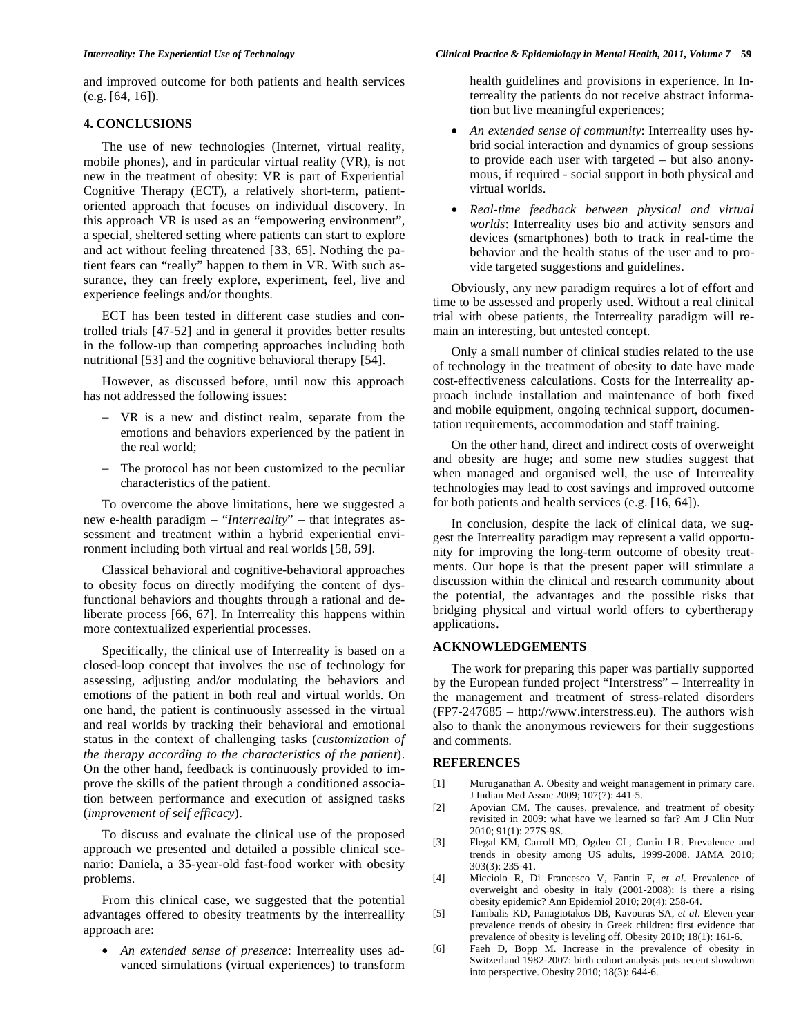and improved outcome for both patients and health services (e.g. [64, 16]).

## 4. CONCLUSIONS

The use of new technologies (Internet, virtual reality, mobile phones), and in particular virtual reality (VR), is not new in the treatment of obesity: VR is part of Experiential Cognitive Therapy (ECT), a relatively short-term, patient-oriented approach that focuses on individual discovery. In this approach VR is used as an "empowering environment", a special, sheltered setting where patients can start to explore and act without feeling threatened [33, 65]. Nothing the patient fears can "really" happen to them in VR. With such assurance, they can freely explore, experiment, feel, live and experience feelings and/or thoughts.

ECT has been tested in different case studies and controlled trials [47-52] and in general it provides better results in the follow-up than competing approaches including both nutritional [53] and the cognitive behavioral therapy [54].

However, as discussed before, until now this approach has not addressed the following issues:

- VR is a new and distinct realm, separate from the emotions and behaviors experienced by the patient in the real world;
- The protocol has not been customized to the peculiar characteristics of the patient.

To overcome the above limitations, here we suggested a new e-health paradigm – "*Interreality*" – that integrates assessment and treatment within a hybrid experiential environment including both virtual and real worlds [58, 59].

Classical behavioral and cognitive-behavioral approaches to obesity focus on directly modifying the content of dysfunctional behaviors and thoughts through a rational and deliberate process [66, 67]. In Interreality this happens within more contextualized experiential processes.

Specifically, the clinical use of Interreality is based on a closed-loop concept that involves the use of technology for assessing, adjusting and/or modulating the behaviors and emotions of the patient in both real and virtual worlds. On one hand, the patient is continuously assessed in the virtual and real worlds by tracking their behavioral and emotional status in the context of challenging tasks (*customization of the therapy according to the characteristics of the patient*). On the other hand, feedback is continuously provided to improve the skills of the patient through a conditioned association between performance and execution of assigned tasks (*improvement of self efficacy*).

To discuss and evaluate the clinical use of the proposed approach we presented and detailed a possible clinical scenario: Daniela, a 35-year-old fast-food worker with obesity problems.

From this clinical case, we suggested that the potential advantages offered to obesity treatments by the interreallity approach are:

- *An extended sense of presence*: Interreality uses advanced simulations (virtual experiences) to transform health guidelines and provisions in experience. In Interreality the patients do not receive abstract information but live meaningful experiences;
- *An extended sense of community*: Interreality uses hybrid social interaction and dynamics of group sessions to provide each user with targeted – but also anonymous, if required - social support in both physical and virtual worlds.
- *Real-time feedback between physical and virtual worlds*: Interreality uses bio and activity sensors and devices (smartphones) both to track in real-time the behavior and the health status of the user and to provide targeted suggestions and guidelines.

Obviously, any new paradigm requires a lot of effort and time to be assessed and properly used. Without a real clinical trial with obese patients, the Interreality paradigm will remain an interesting, but untested concept.

Only a small number of clinical studies related to the use of technology in the treatment of obesity to date have made cost-effectiveness calculations. Costs for the Interreality approach include installation and maintenance of both fixed and mobile equipment, ongoing technical support, documentation requirements, accommodation and staff training.

On the other hand, direct and indirect costs of overweight and obesity are huge; and some new studies suggest that when managed and organised well, the use of Interreality technologies may lead to cost savings and improved outcome for both patients and health services (e.g. [16, 64]).

In conclusion, despite the lack of clinical data, we suggest the Interreality paradigm may represent a valid opportunity for improving the long-term outcome of obesity treatments. Our hope is that the present paper will stimulate a discussion within the clinical and research community about the potential, the advantages and the possible risks that bridging physical and virtual world offers to cybertherapy applications.

## ACKNOWLEDGEMENTS

The work for preparing this paper was partially supported by the European funded project "Interstress" – Interreality in the management and treatment of stress-related disorders (FP7-247685 – http://www.interstress.eu). The authors wish also to thank the anonymous reviewers for their suggestions and comments.

## REFERENCES

[1] Muruganathan A. Obesity and weight management in primary care. J Indian Med Assoc 2009; 107(7): 441-5.

[2] Apovian CM. The causes, prevalence, and treatment of obesity revisited in 2009: what have we learned so far? Am J Clin Nutr 2010; 91(1): 277S-9S.

[3] Flegal KM, Carroll MD, Ogden CL, Curtin LR. Prevalence and trends in obesity among US adults, 1999-2008. JAMA 2010; 303(3): 235-41.

[4] Micciolo R, Di Francesco V, Fantin F, *et al*. Prevalence of overweight and obesity in italy (2001-2008): is there a rising obesity epidemic? Ann Epidemiol 2010; 20(4): 258-64.

[5] Tambalis KD, Panagiotakos DB, Kavouras SA, *et al*. Eleven-year prevalence trends of obesity in Greek children: first evidence that prevalence of obesity is leveling off. Obesity 2010; 18(1): 161-6.

[6] Faeh D, Bopp M. Increase in the prevalence of obesity in Switzerland 1982-2007: birth cohort analysis puts recent slowdown into perspective. Obesity 2010; 18(3): 644-6.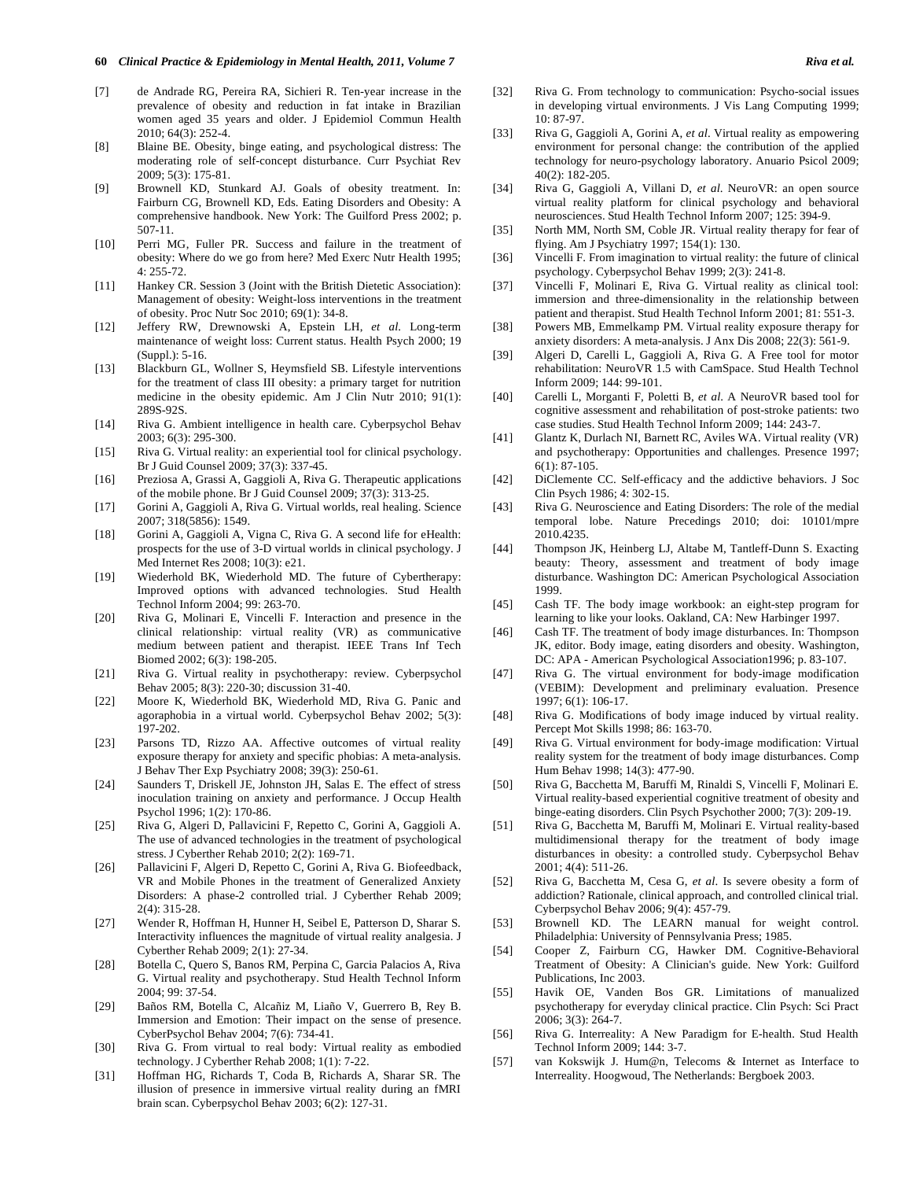[7] de Andrade RG, Pereira RA, Sichieri R. Ten-year increase in the prevalence of obesity and reduction in fat intake in Brazilian women aged 35 years and older. J Epidemiol Commun Health 2010; 64(3): 252-4.

[8] Blaine BE. Obesity, binge eating, and psychological distress: The moderating role of self-concept disturbance. Curr Psychiat Rev 2009; 5(3): 175-81.

[9] Brownell KD, Stunkard AJ. Goals of obesity treatment. In: Fairburn CG, Brownell KD, Eds. Eating Disorders and Obesity: A comprehensive handbook. New York: The Guilford Press 2002; p. 507-11.

[10] Perri MG, Fuller PR. Success and failure in the treatment of obesity: Where do we go from here? Med Exerc Nutr Health 1995; 4: 255-72.

[11] Hankey CR. Session 3 (Joint with the British Dietetic Association): Management of obesity: Weight-loss interventions in the treatment of obesity. Proc Nutr Soc 2010; 69(1): 34-8.

[12] Jeffery RW, Drewnowski A, Epstein LH, *et al.* Long-term maintenance of weight loss: Current status. Health Psych 2000; 19 (Suppl.): 5-16.

[13] Blackburn GL, Wollner S, Heymsfield SB. Lifestyle interventions for the treatment of class III obesity: a primary target for nutrition medicine in the obesity epidemic. Am J Clin Nutr 2010; 91(1): 289S-92S.

[14] Riva G. Ambient intelligence in health care. Cyberpsychol Behav 2003; 6(3): 295-300.

[15] Riva G. Virtual reality: an experiential tool for clinical psychology. Br J Guid Counsel 2009; 37(3): 337-45.

[16] Preziosa A, Grassi A, Gaggioli A, Riva G. Therapeutic applications of the mobile phone. Br J Guid Counsel 2009; 37(3): 313-25.

[17] Gorini A, Gaggioli A, Riva G. Virtual worlds, real healing. Science 2007; 318(5856): 1549.

[18] Gorini A, Gaggioli A, Vigna C, Riva G. A second life for eHealth: prospects for the use of 3-D virtual worlds in clinical psychology. J Med Internet Res 2008; 10(3): e21.

[19] Wiederhold BK, Wiederhold MD. The future of Cybertherapy: Improved options with advanced technologies. Stud Health Technol Inform 2004; 99: 263-70.

[20] Riva G, Molinari E, Vincelli F. Interaction and presence in the clinical relationship: virtual reality (VR) as communicative medium between patient and therapist. IEEE Trans Inf Tech Biomed 2002; 6(3): 198-205.

[21] Riva G. Virtual reality in psychotherapy: review. Cyberpsychol Behav 2005; 8(3): 220-30; discussion 31-40.

[22] Moore K, Wiederhold BK, Wiederhold MD, Riva G. Panic and agoraphobia in a virtual world. Cyberpsychol Behav 2002; 5(3): 197-202.

[23] Parsons TD, Rizzo AA. Affective outcomes of virtual reality exposure therapy for anxiety and specific phobias: A meta-analysis. J Behav Ther Exp Psychiatry 2008; 39(3): 250-61.

[24] Saunders T, Driskell JE, Johnston JH, Salas E. The effect of stress inoculation training on anxiety and performance. J Occup Health Psychol 1996; 1(2): 170-86.

[25] Riva G, Algeri D, Pallavicini F, Repetto C, Gorini A, Gaggioli A. The use of advanced technologies in the treatment of psychological stress. J Cyberther Rehab 2010; 2(2): 169-71.

[26] Pallavicini F, Algeri D, Repetto C, Gorini A, Riva G. Biofeedback, VR and Mobile Phones in the treatment of Generalized Anxiety Disorders: A phase-2 controlled trial. J Cyberther Rehab 2009; 2(4): 315-28.

[27] Wender R, Hoffman H, Hunner H, Seibel E, Patterson D, Sharar S. Interactivity influences the magnitude of virtual reality analgesia. J Cyberther Rehab 2009; 2(1): 27-34.

[28] Botella C, Quero S, Banos RM, Perpina C, Garcia Palacios A, Riva G. Virtual reality and psychotherapy. Stud Health Technol Inform 2004; 99: 37-54.

[29] Baños RM, Botella C, Alcañiz M, Liaño V, Guerrero B, Rey B. Immersion and Emotion: Their impact on the sense of presence. CyberPsychol Behav 2004; 7(6): 734-41.

[30] Riva G. From virtual to real body: Virtual reality as embodied technology. J Cyberther Rehab 2008; 1(1): 7-22.

[31] Hoffman HG, Richards T, Coda B, Richards A, Sharar SR. The illusion of presence in immersive virtual reality during an fMRI brain scan. Cyberpsychol Behav 2003; 6(2): 127-31.

[32] Riva G. From technology to communication: Psycho-social issues in developing virtual environments. J Vis Lang Computing 1999; 10: 87-97.

[33] Riva G, Gaggioli A, Gorini A, *et al*. Virtual reality as empowering environment for personal change: the contribution of the applied technology for neuro-psychology laboratory. Anuario Psicol 2009; 40(2): 182-205.

[34] Riva G, Gaggioli A, Villani D, *et al*. NeuroVR: an open source virtual reality platform for clinical psychology and behavioral neurosciences. Stud Health Technol Inform 2007; 125: 394-9.

[35] North MM, North SM, Coble JR. Virtual reality therapy for fear of flying. Am J Psychiatry 1997; 154(1): 130.

[36] Vincelli F. From imagination to virtual reality: the future of clinical psychology. Cyberpsychol Behav 1999; 2(3): 241-8.

[37] Vincelli F, Molinari E, Riva G. Virtual reality as clinical tool: immersion and three-dimensionality in the relationship between patient and therapist. Stud Health Technol Inform 2001; 81: 551-3.

[38] Powers MB, Emmelkamp PM. Virtual reality exposure therapy for anxiety disorders: A meta-analysis. J Anx Dis 2008; 22(3): 561-9.

[39] Algeri D, Carelli L, Gaggioli A, Riva G. A Free tool for motor rehabilitation: NeuroVR 1.5 with CamSpace. Stud Health Technol Inform 2009; 144: 99-101.

[40] Carelli L, Morganti F, Poletti B, *et al*. A NeuroVR based tool for cognitive assessment and rehabilitation of post-stroke patients: two case studies. Stud Health Technol Inform 2009; 144: 243-7.

[41] Glantz K, Durlach NI, Barnett RC, Aviles WA. Virtual reality (VR) and psychotherapy: Opportunities and challenges. Presence 1997; 6(1): 87-105.

[42] DiClemente CC. Self-efficacy and the addictive behaviors. J Soc Clin Psych 1986; 4: 302-15.

[43] Riva G. Neuroscience and Eating Disorders: The role of the medial temporal lobe. Nature Precedings 2010; doi: 10101/mpre 2010.4235.

[44] Thompson JK, Heinberg LJ, Altabe M, Tantleff-Dunn S. Exacting beauty: Theory, assessment and treatment of body image disturbance. Washington DC: American Psychological Association 1999.

[45] Cash TF. The body image workbook: an eight-step program for learning to like your looks. Oakland, CA: New Harbinger 1997.

[46] Cash TF. The treatment of body image disturbances. In: Thompson JK, editor. Body image, eating disorders and obesity. Washington, DC: APA - American Psychological Association1996; p. 83-107.

[47] Riva G. The virtual environment for body-image modification (VEBIM): Development and preliminary evaluation. Presence 1997; 6(1): 106-17.

[48] Riva G. Modifications of body image induced by virtual reality. Percept Mot Skills 1998; 86: 163-70.

[49] Riva G. Virtual environment for body-image modification: Virtual reality system for the treatment of body image disturbances. Comp Hum Behav 1998; 14(3): 477-90.

[50] Riva G, Bacchetta M, Baruffi M, Rinaldi S, Vincelli F, Molinari E. Virtual reality-based experiential cognitive treatment of obesity and binge-eating disorders. Clin Psych Psychother 2000; 7(3): 209-19.

[51] Riva G, Bacchetta M, Baruffi M, Molinari E. Virtual reality-based multidimensional therapy for the treatment of body image disturbances in obesity: a controlled study. Cyberpsychol Behav 2001; 4(4): 511-26.

[52] Riva G, Bacchetta M, Cesa G, *et al*. Is severe obesity a form of addiction? Rationale, clinical approach, and controlled clinical trial. Cyberpsychol Behav 2006; 9(4): 457-79.

[53] Brownell KD. The LEARN manual for weight control. Philadelphia: University of Pennsylvania Press; 1985.

[54] Cooper Z, Fairburn CG, Hawker DM. Cognitive-Behavioral Treatment of Obesity: A Clinician's guide. New York: Guilford Publications, Inc 2003.

[55] Havik OE, Vanden Bos GR. Limitations of manualized psychotherapy for everyday clinical practice. Clin Psych: Sci Pract 2006; 3(3): 264-7.

[56] Riva G. Interreality: A New Paradigm for E-health. Stud Health Technol Inform 2009; 144: 3-7.

[57] van Kokswijk J. Hum@n, Telecoms & Internet as Interface to Interreality. Hoogwoud, The Netherlands: Bergboek 2003.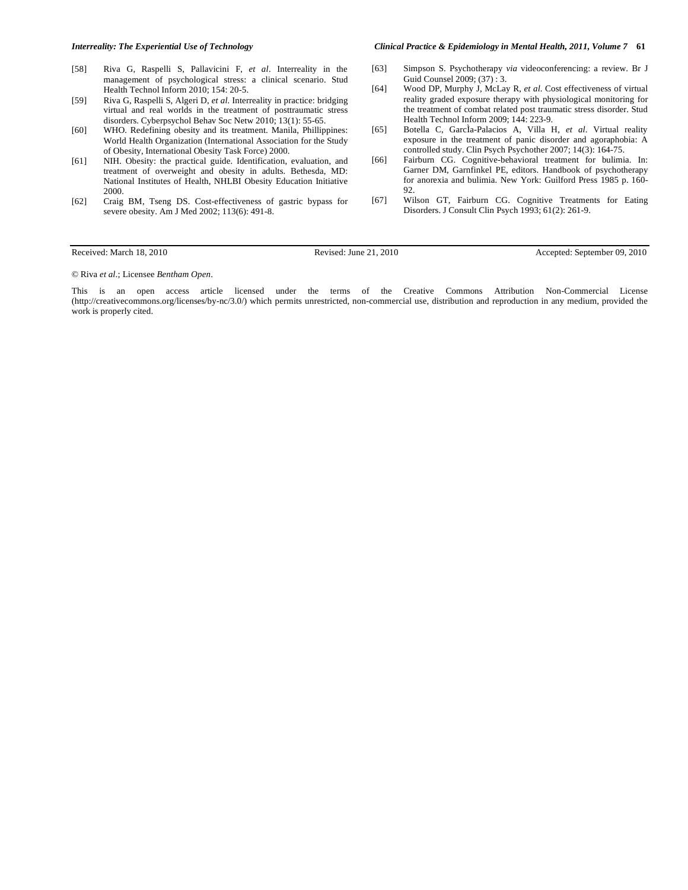[58] Riva G, Raspelli S, Pallavicini F, *et al*. Interreality in the management of psychological stress: a clinical scenario. Stud Health Technol Inform 2010; 154: 20-5.

[59] Riva G, Raspelli S, Algeri D, *et al*. Interreality in practice: bridging virtual and real worlds in the treatment of posttraumatic stress disorders. Cyberpsychol Behav Soc Netw 2010; 13(1): 55-65.

[60] WHO. Redefining obesity and its treatment. Manila, Phillippines: World Health Organization (International Association for the Study of Obesity, International Obesity Task Force) 2000.

[61] NIH. Obesity: the practical guide. Identification, evaluation, and treatment of overweight and obesity in adults. Bethesda, MD: National Institutes of Health, NHLBI Obesity Education Initiative 2000.

[62] Craig BM, Tseng DS. Cost-effectiveness of gastric bypass for severe obesity. Am J Med 2002; 113(6): 491-8.

[63] Simpson S. Psychotherapy *via* videoconferencing: a review. Br J Guid Counsel 2009; (37) : 3.

[64] Wood DP, Murphy J, McLay R, *et al*. Cost effectiveness of virtual reality graded exposure therapy with physiological monitoring for the treatment of combat related post traumatic stress disorder. Stud Health Technol Inform 2009; 144: 223-9.

[65] Botella C, GarcÌa-Palacios A, Villa H, *et al*. Virtual reality exposure in the treatment of panic disorder and agoraphobia: A controlled study. Clin Psych Psychother 2007; 14(3): 164-75.

[66] Fairburn CG. Cognitive-behavioral treatment for bulimia. In: Garner DM, Garnfinkel PE, editors. Handbook of psychotherapy for anorexia and bulimia. New York: Guilford Press 1985 p. 160-92.

[67] Wilson GT, Fairburn CG. Cognitive Treatments for Eating Disorders. J Consult Clin Psych 1993; 61(2): 261-9.

---

Received: March 18, 2010 Revised: June 21, 2010 Accepted: September 09, 2010

© Riva *et al*.; Licensee *Bentham Open*.

This is an open access article licensed under the terms of the Creative Commons Attribution Non-Commercial License (http://creativecommons.org/licenses/by-nc/3.0/) which permits unrestricted, non-commercial use, distribution and reproduction in any medium, provided the work is properly cited.